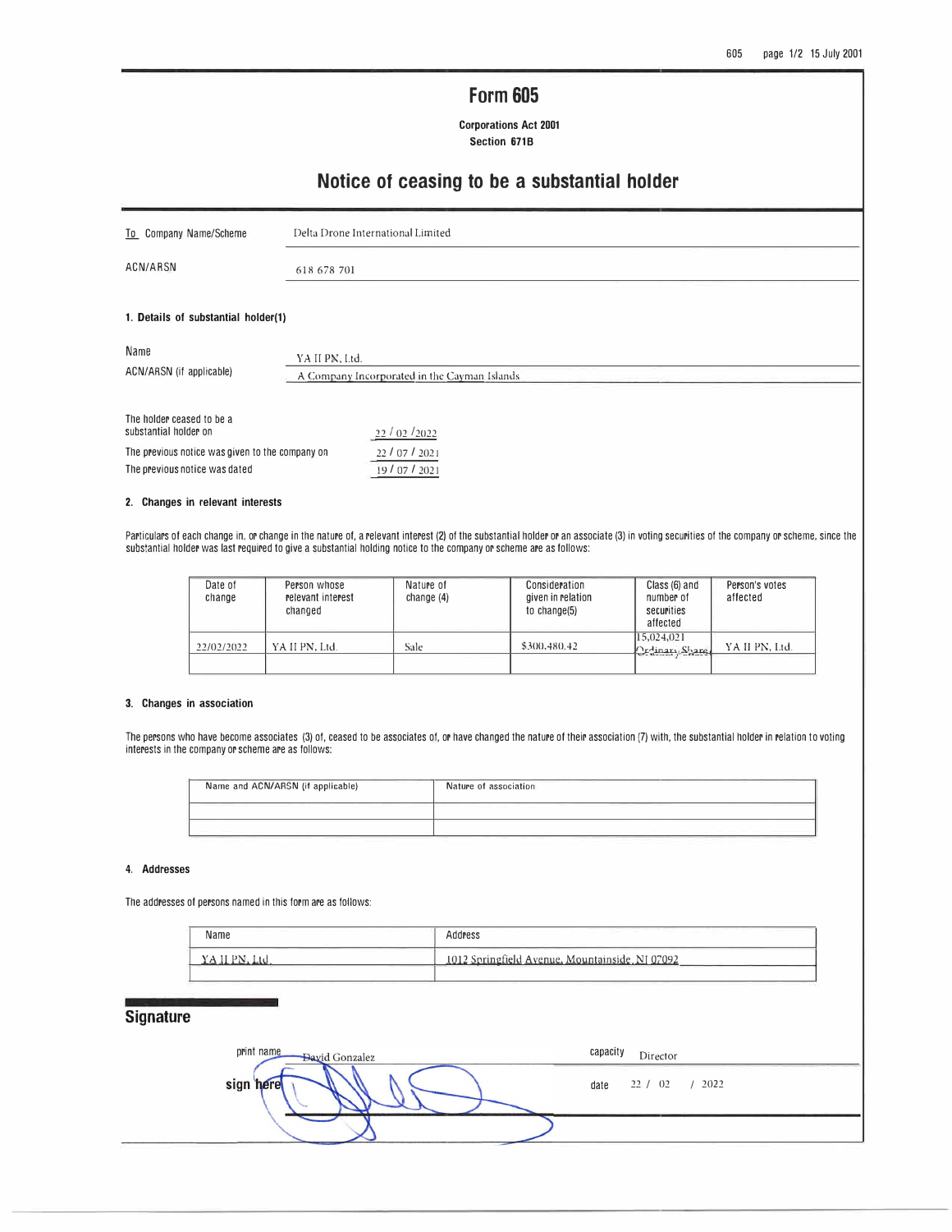# Form 605

**Corporations Act 2001**
**Section 671B**

## Notice of ceasing to be a substantial holder

| | |
|---|---|
| To Company Name/Scheme | Delta Drone International Limited |
| ACN/ARSN | 618 678 701 |

### 1. Details of substantial holder(1)

| | |
|---|---|
| Name | YA II PN, Ltd. |
| ACN/ARSN (if applicable) | A Company Incorporated in the Cayman Islands |

| | |
|---|---|
| The holder ceased to be a substantial holder on | 22 / 02 /2022 |
| The previous notice was given to the company on | 22 / 07 / 2021 |
| The previous notice was dated | 19 / 07 / 2021 |

### 2. Changes in relevant interests

Particulars of each change in, or change in the nature of, a relevant interest (2) of the substantial holder or an associate (3) in voting securities of the company or scheme, since the substantial holder was last required to give a substantial holding notice to the company or scheme are as follows:

| Date of change | Person whose relevant interest changed | Nature of change (4) | Consideration given in relation to change(5) | Class (6) and number of securities affected | Person's votes affected |
|---|---|---|---|---|---|
| 22/02/2022 | YA II PN, Ltd. | Sale | $300,480.42 | 15,024,021 Ordinary Shares | YA II PN, Ltd. |
| | | | | | |

### 3. Changes in association

The persons who have become associates (3) of, ceased to be associates of, or have changed the nature of their association (7) with, the substantial holder in relation to voting interests in the company or scheme are as follows:

| Name and ACN/ARSN (if applicable) | Nature of association |
|---|---|
| | |
| | |

### 4. Addresses

The addresses of persons named in this form are as follows:

| Name | Address |
|---|---|
| YA II PN, Ltd. | 1012 Springfield Avenue, Mountainside, NJ 07092 |
| | |

## Signature

| | | | |
|---|---|---|---|
| print name | David Gonzalez | capacity | Director |
| sign here | | date | 22 / 02 / 2022 |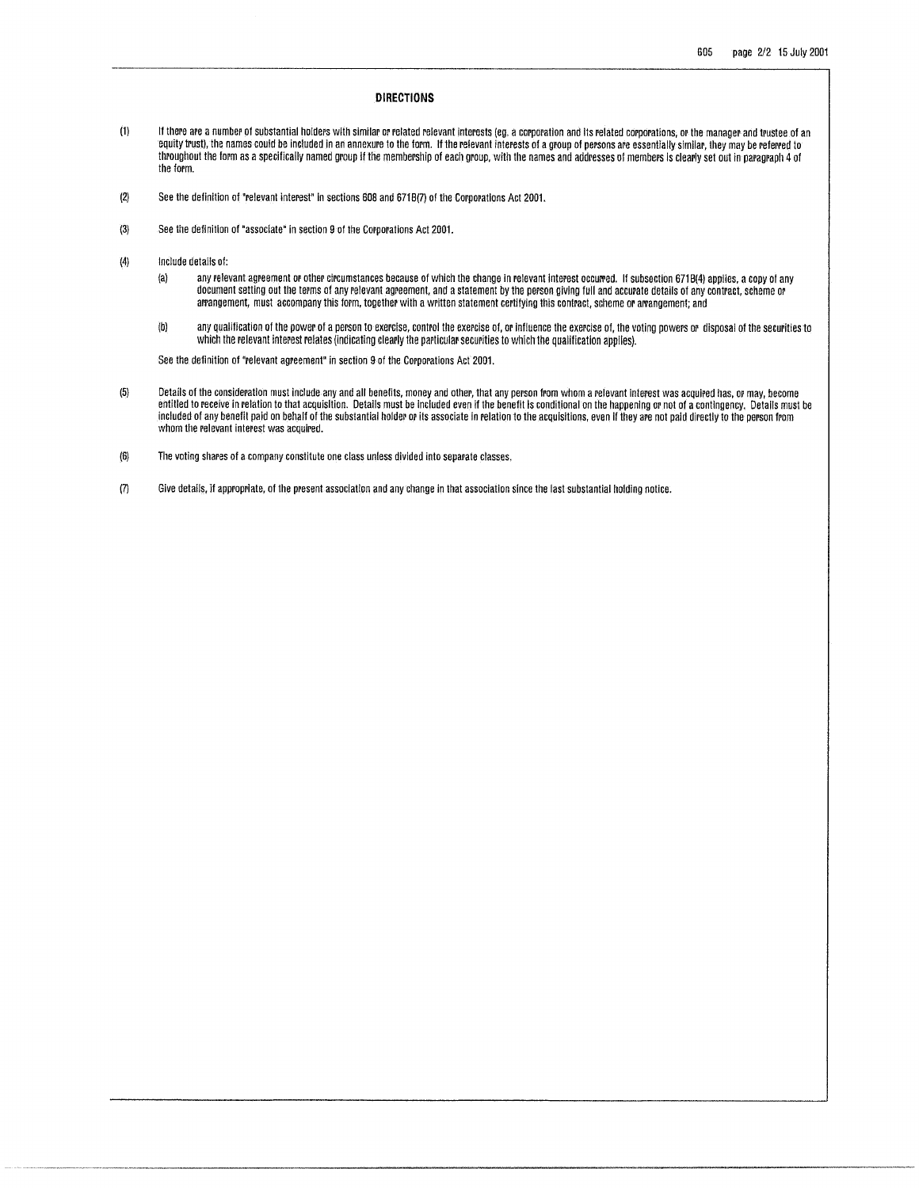## DIRECTIONS

(1) If there are a number of substantial holders with similar or related relevant interests (eg. a corporation and its related corporations, or the manager and trustee of an equity trust), the names could be included in an annexure to the form. If the relevant interests of a group of persons are essentially similar, they may be referred to throughout the form as a specifically named group if the membership of each group, with the names and addresses of members is clearly set out in paragraph 4 of the form.

(2) See the definition of "relevant interest" in sections 608 and 671B(7) of the Corporations Act 2001.

(3) See the definition of "associate" in section 9 of the Corporations Act 2001.

(4) Include details of:

(a) any relevant agreement or other circumstances because of which the change in relevant interest occurred. If subsection 671B(4) applies, a copy of any document setting out the terms of any relevant agreement, and a statement by the person giving full and accurate details of any contract, scheme or arrangement, must accompany this form, together with a written statement certifying this contract, scheme or arrangement; and

(b) any qualification of the power of a person to exercise, control the exercise of, or influence the exercise of, the voting powers or disposal of the securities to which the relevant interest relates (indicating clearly the particular securities to which the qualification applies).

See the definition of "relevant agreement" in section 9 of the Corporations Act 2001.

(5) Details of the consideration must include any and all benefits, money and other, that any person from whom a relevant interest was acquired has, or may, become entitled to receive in relation to that acquisition. Details must be included even if the benefit is conditional on the happening or not of a contingency. Details must be included of any benefit paid on behalf of the substantial holder or its associate in relation to the acquisitions, even if they are not paid directly to the person from whom the relevant interest was acquired.

(6) The voting shares of a company constitute one class unless divided into separate classes.

(7) Give details, if appropriate, of the present association and any change in that association since the last substantial holding notice.